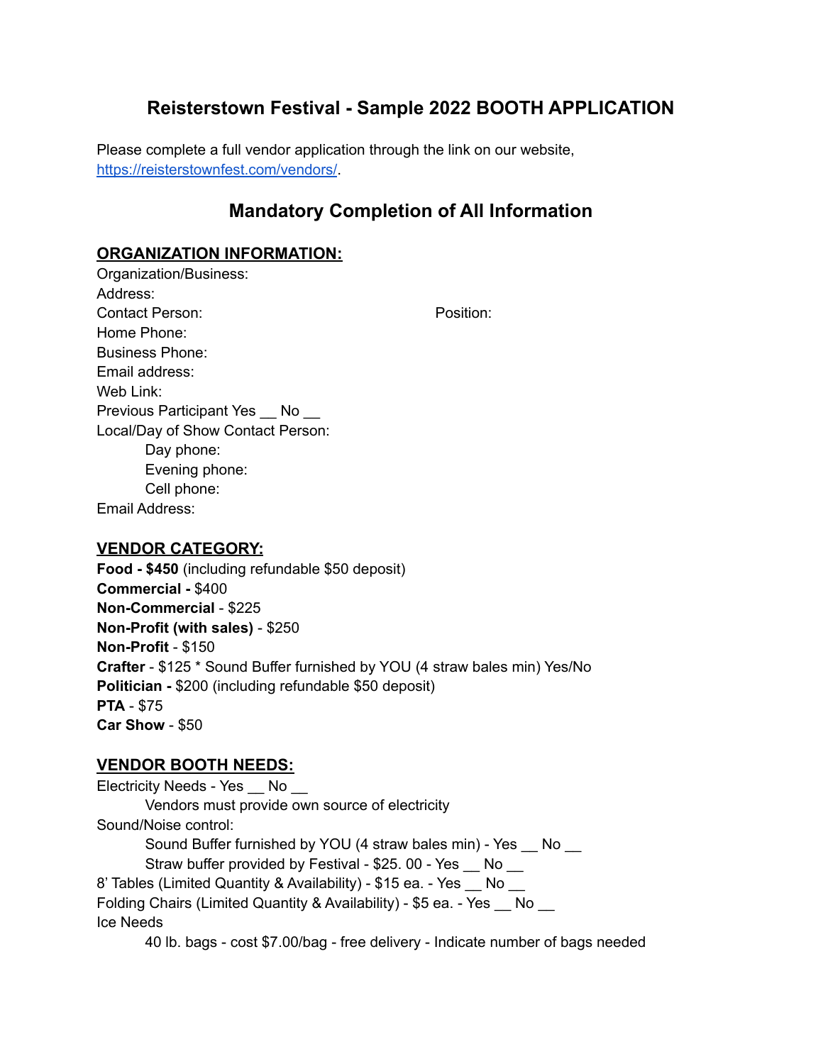# Reisterstown Festival - Sample 2022 BOOTH APPLICATION

Please complete a full vendor application through the link on our website, [https://reisterstownfest.com/vendors/](https://reisterstownfest.com/vendors/).

## Mandatory Completion of All Information

**ORGANIZATION INFORMATION:**

Organization/Business:
Address:
Contact Person: Position:
Home Phone:
Business Phone:
Email address:
Web Link:
Previous Participant Yes __ No __
Local/Day of Show Contact Person:
 Day phone:
 Evening phone:
 Cell phone:
Email Address:

**VENDOR CATEGORY:**

**Food - $450** (including refundable $50 deposit)
**Commercial -** $400
**Non-Commercial** - $225
**Non-Profit (with sales)** - $250
**Non-Profit** - $150
**Crafter** - $125 * Sound Buffer furnished by YOU (4 straw bales min) Yes/No
**Politician -** $200 (including refundable $50 deposit)
**PTA** - $75
**Car Show** - $50

**VENDOR BOOTH NEEDS:**

Electricity Needs - Yes __ No __
 Vendors must provide own source of electricity
Sound/Noise control:
 Sound Buffer furnished by YOU (4 straw bales min) - Yes __ No __
 Straw buffer provided by Festival - $25. 00 - Yes __ No __
8' Tables (Limited Quantity & Availability) - $15 ea. - Yes __ No __
Folding Chairs (Limited Quantity & Availability) - $5 ea. - Yes __ No __
Ice Needs
 40 lb. bags - cost $7.00/bag - free delivery - Indicate number of bags needed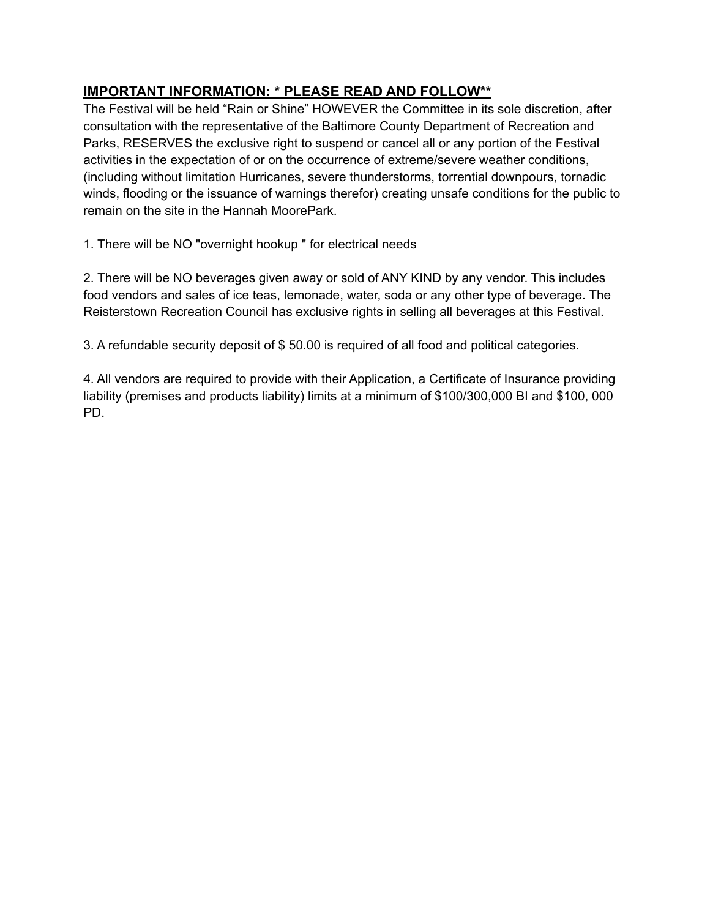**IMPORTANT INFORMATION: * PLEASE READ AND FOLLOW****

The Festival will be held “Rain or Shine” HOWEVER the Committee in its sole discretion, after consultation with the representative of the Baltimore County Department of Recreation and Parks, RESERVES the exclusive right to suspend or cancel all or any portion of the Festival activities in the expectation of or on the occurrence of extreme/severe weather conditions, (including without limitation Hurricanes, severe thunderstorms, torrential downpours, tornadic winds, flooding or the issuance of warnings therefor) creating unsafe conditions for the public to remain on the site in the Hannah MoorePark.

1. There will be NO "overnight hookup " for electrical needs

2. There will be NO beverages given away or sold of ANY KIND by any vendor. This includes food vendors and sales of ice teas, lemonade, water, soda or any other type of beverage. The Reisterstown Recreation Council has exclusive rights in selling all beverages at this Festival.

3. A refundable security deposit of $ 50.00 is required of all food and political categories.

4. All vendors are required to provide with their Application, a Certificate of Insurance providing liability (premises and products liability) limits at a minimum of $100/300,000 BI and $100, 000 PD.